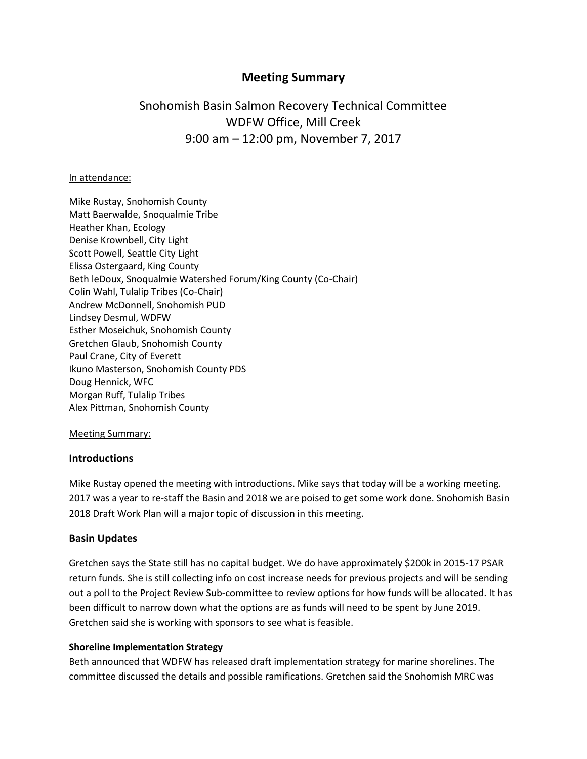# Meeting Summary

## Snohomish Basin Salmon Recovery Technical Committee
## WDFW Office, Mill Creek
## 9:00 am – 12:00 pm, November 7, 2017

In attendance:

Mike Rustay, Snohomish County
Matt Baerwalde, Snoqualmie Tribe
Heather Khan, Ecology
Denise Krownbell, City Light
Scott Powell, Seattle City Light
Elissa Ostergaard, King County
Beth leDoux, Snoqualmie Watershed Forum/King County (Co-Chair)
Colin Wahl, Tulalip Tribes (Co-Chair)
Andrew McDonnell, Snohomish PUD
Lindsey Desmul, WDFW
Esther Moseichuk, Snohomish County
Gretchen Glaub, Snohomish County
Paul Crane, City of Everett
Ikuno Masterson, Snohomish County PDS
Doug Hennick, WFC
Morgan Ruff, Tulalip Tribes
Alex Pittman, Snohomish County

Meeting Summary:

### Introductions

Mike Rustay opened the meeting with introductions. Mike says that today will be a working meeting. 2017 was a year to re-staff the Basin and 2018 we are poised to get some work done. Snohomish Basin 2018 Draft Work Plan will a major topic of discussion in this meeting.

### Basin Updates

Gretchen says the State still has no capital budget. We do have approximately $200k in 2015-17 PSAR return funds. She is still collecting info on cost increase needs for previous projects and will be sending out a poll to the Project Review Sub-committee to review options for how funds will be allocated. It has been difficult to narrow down what the options are as funds will need to be spent by June 2019. Gretchen said she is working with sponsors to see what is feasible.

**Shoreline Implementation Strategy**

Beth announced that WDFW has released draft implementation strategy for marine shorelines. The committee discussed the details and possible ramifications. Gretchen said the Snohomish MRC was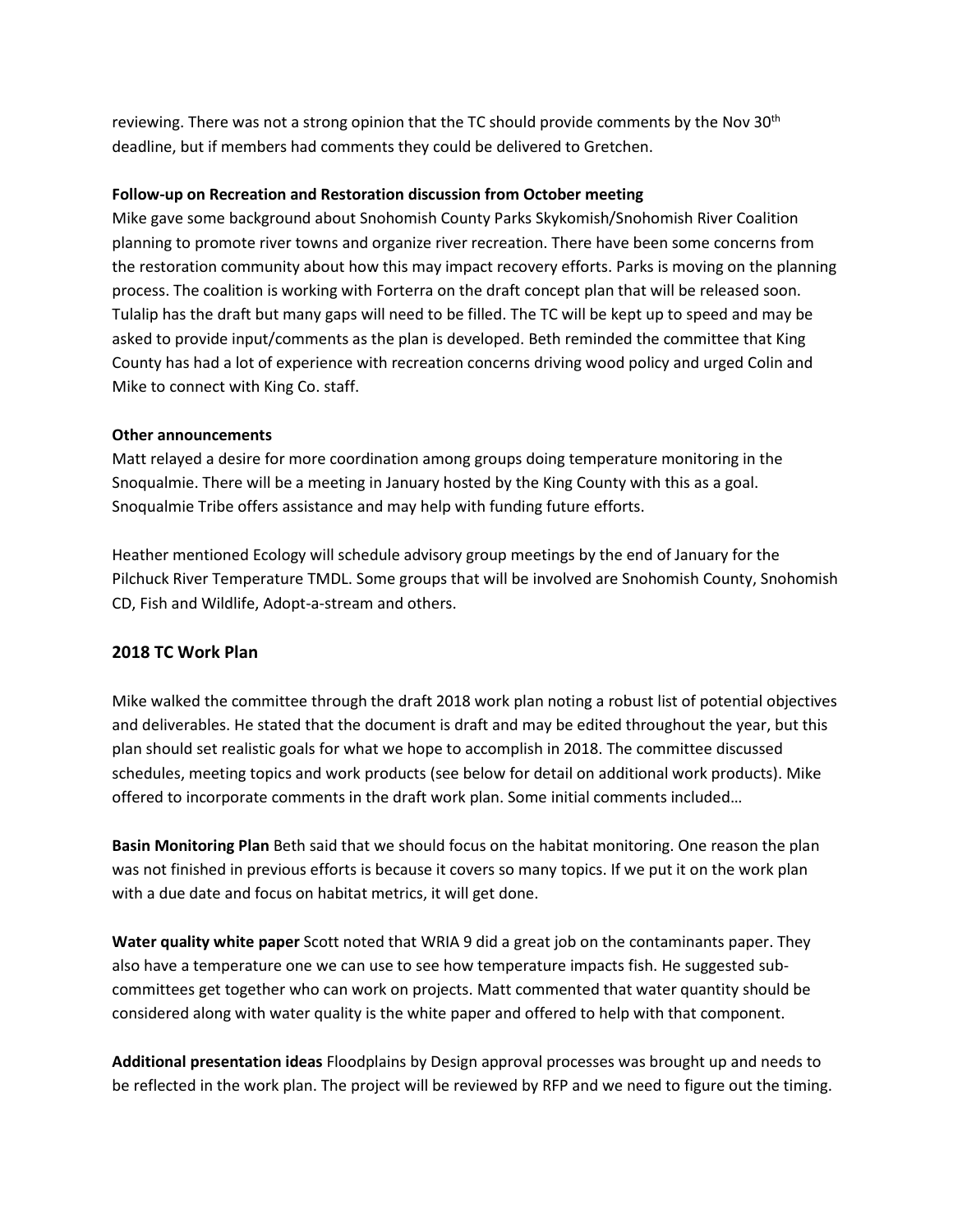reviewing. There was not a strong opinion that the TC should provide comments by the Nov 30th deadline, but if members had comments they could be delivered to Gretchen.

**Follow-up on Recreation and Restoration discussion from October meeting**

Mike gave some background about Snohomish County Parks Skykomish/Snohomish River Coalition planning to promote river towns and organize river recreation. There have been some concerns from the restoration community about how this may impact recovery efforts. Parks is moving on the planning process. The coalition is working with Forterra on the draft concept plan that will be released soon. Tulalip has the draft but many gaps will need to be filled. The TC will be kept up to speed and may be asked to provide input/comments as the plan is developed. Beth reminded the committee that King County has had a lot of experience with recreation concerns driving wood policy and urged Colin and Mike to connect with King Co. staff.

**Other announcements**

Matt relayed a desire for more coordination among groups doing temperature monitoring in the Snoqualmie. There will be a meeting in January hosted by the King County with this as a goal. Snoqualmie Tribe offers assistance and may help with funding future efforts.

Heather mentioned Ecology will schedule advisory group meetings by the end of January for the Pilchuck River Temperature TMDL. Some groups that will be involved are Snohomish County, Snohomish CD, Fish and Wildlife, Adopt-a-stream and others.

## 2018 TC Work Plan

Mike walked the committee through the draft 2018 work plan noting a robust list of potential objectives and deliverables. He stated that the document is draft and may be edited throughout the year, but this plan should set realistic goals for what we hope to accomplish in 2018. The committee discussed schedules, meeting topics and work products (see below for detail on additional work products). Mike offered to incorporate comments in the draft work plan. Some initial comments included…

**Basin Monitoring Plan** Beth said that we should focus on the habitat monitoring. One reason the plan was not finished in previous efforts is because it covers so many topics. If we put it on the work plan with a due date and focus on habitat metrics, it will get done.

**Water quality white paper** Scott noted that WRIA 9 did a great job on the contaminants paper. They also have a temperature one we can use to see how temperature impacts fish. He suggested sub-committees get together who can work on projects. Matt commented that water quantity should be considered along with water quality is the white paper and offered to help with that component.

**Additional presentation ideas** Floodplains by Design approval processes was brought up and needs to be reflected in the work plan. The project will be reviewed by RFP and we need to figure out the timing.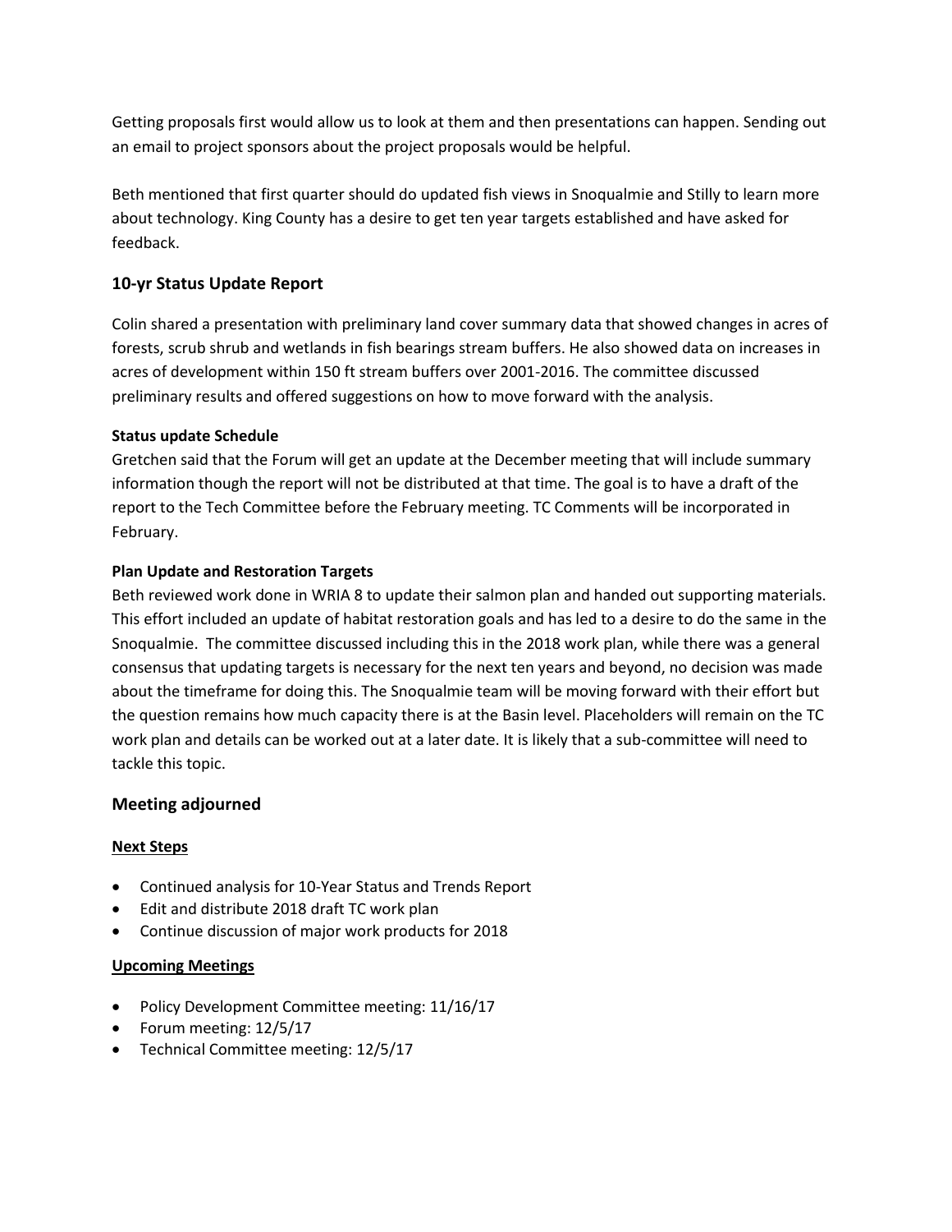Getting proposals first would allow us to look at them and then presentations can happen. Sending out an email to project sponsors about the project proposals would be helpful.

Beth mentioned that first quarter should do updated fish views in Snoqualmie and Stilly to learn more about technology. King County has a desire to get ten year targets established and have asked for feedback.

## 10-yr Status Update Report

Colin shared a presentation with preliminary land cover summary data that showed changes in acres of forests, scrub shrub and wetlands in fish bearings stream buffers. He also showed data on increases in acres of development within 150 ft stream buffers over 2001-2016. The committee discussed preliminary results and offered suggestions on how to move forward with the analysis.

**Status update Schedule**
Gretchen said that the Forum will get an update at the December meeting that will include summary information though the report will not be distributed at that time. The goal is to have a draft of the report to the Tech Committee before the February meeting. TC Comments will be incorporated in February.

**Plan Update and Restoration Targets**
Beth reviewed work done in WRIA 8 to update their salmon plan and handed out supporting materials. This effort included an update of habitat restoration goals and has led to a desire to do the same in the Snoqualmie. The committee discussed including this in the 2018 work plan, while there was a general consensus that updating targets is necessary for the next ten years and beyond, no decision was made about the timeframe for doing this. The Snoqualmie team will be moving forward with their effort but the question remains how much capacity there is at the Basin level. Placeholders will remain on the TC work plan and details can be worked out at a later date. It is likely that a sub-committee will need to tackle this topic.

## Meeting adjourned

**Next Steps**

- Continued analysis for 10-Year Status and Trends Report
- Edit and distribute 2018 draft TC work plan
- Continue discussion of major work products for 2018

**Upcoming Meetings**

- Policy Development Committee meeting: 11/16/17
- Forum meeting: 12/5/17
- Technical Committee meeting: 12/5/17